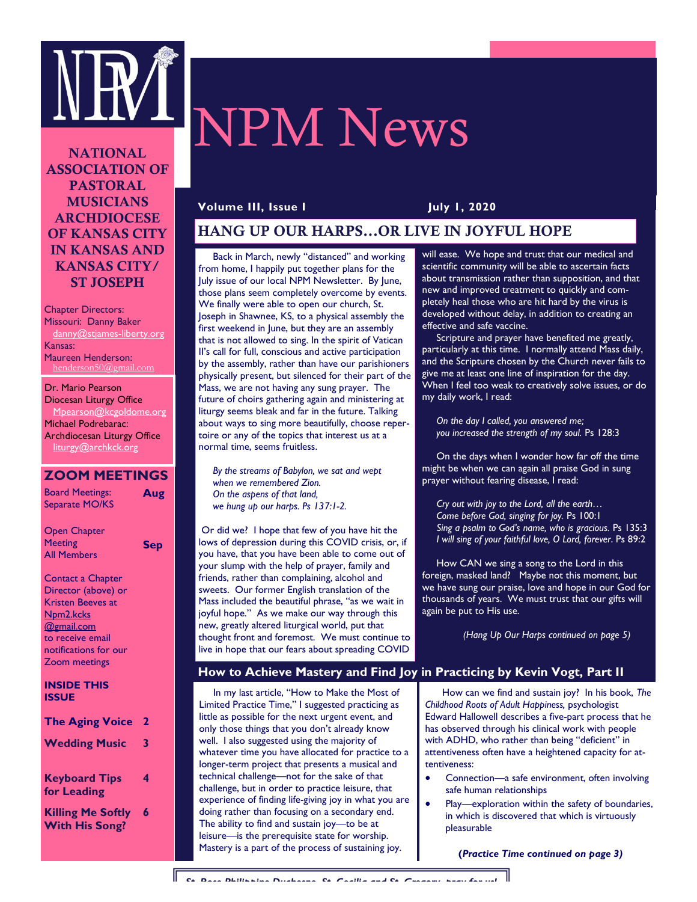# NPM News

**NATIONAL ASSOCIATION OF PASTORAL MUSICIANS ARCHDIOCESE OF KANSAS CITY IN KANSAS AND KANSAS CITY/ ST JOSEPH**

Chapter Directors:
Missouri: Danny Baker
danny@stjames-liberty.org
Kansas:
Maureen Henderson:
henderson50@gmail.com

Dr. Mario Pearson
Diocesan Liturgy Office
Mpearson@kcgoldome.org
Michael Podrebarac:
Archdiocesan Liturgy Office
liturgy@archkck.org

## ZOOM MEETINGS

Board Meetings: Separate MO/KS — **Aug**

Open Chapter Meeting All Members — **Sep**

Contact a Chapter Director (above) or Kristen Beeves at Npm2.kcks@gmail.com to receive email notifications for our Zoom meetings

**INSIDE THIS ISSUE**

| | |
|---|---|
| **The Aging Voice** | **2** |
| **Wedding Music** | **3** |
| **Keyboard Tips for Leading** | **4** |
| **Killing Me Softly With His Song?** | **6** |

**Volume III, Issue I** — **July 1, 2020**

## HANG UP OUR HARPS…OR LIVE IN JOYFUL HOPE

Back in March, newly "distanced" and working from home, I happily put together plans for the July issue of our local NPM Newsletter. By June, those plans seem completely overcome by events. We finally were able to open our church, St. Joseph in Shawnee, KS, to a physical assembly the first weekend in June, but they are an assembly that is not allowed to sing. In the spirit of Vatican II's call for full, conscious and active participation by the assembly, rather than have our parishioners physically present, but silenced for their part of the Mass, we are not having any sung prayer. The future of choirs gathering again and ministering at liturgy seems bleak and far in the future. Talking about ways to sing more beautifully, choose repertoire or any of the topics that interest us at a normal time, seems fruitless.

*By the streams of Babylon, we sat and wept*
*when we remembered Zion.*
*On the aspens of that land,*
*we hung up our harps. Ps 137:1-2.*

Or did we? I hope that few of you have hit the lows of depression during this COVID crisis, or, if you have, that you have been able to come out of your slump with the help of prayer, family and friends, rather than complaining, alcohol and sweets. Our former English translation of the Mass included the beautiful phrase, "as we wait in joyful hope." As we make our way through this new, greatly altered liturgical world, put that thought front and foremost. We must continue to live in hope that our fears about spreading COVID will ease. We hope and trust that our medical and scientific community will be able to ascertain facts about transmission rather than supposition, and that new and improved treatment to quickly and completely heal those who are hit hard by the virus is developed without delay, in addition to creating an effective and safe vaccine.

Scripture and prayer have benefited me greatly, particularly at this time. I normally attend Mass daily, and the Scripture chosen by the Church never fails to give me at least one line of inspiration for the day. When I feel too weak to creatively solve issues, or do my daily work, I read:

*On the day I called, you answered me;*
*you increased the strength of my soul.* Ps 128:3

On the days when I wonder how far off the time might be when we can again all praise God in sung prayer without fearing disease, I read:

*Cry out with joy to the Lord, all the earth…*
*Come before God, singing for joy.* Ps 100:1
*Sing a psalm to God's name, who is gracious.* Ps 135:3
*I will sing of your faithful love, O Lord, forever*. Ps 89:2

How CAN we sing a song to the Lord in this foreign, masked land? Maybe not this moment, but we have sung our praise, love and hope in our God for thousands of years. We must trust that our gifts will again be put to His use.

*(Hang Up Our Harps continued on page 5)*

## How to Achieve Mastery and Find Joy in Practicing by Kevin Vogt, Part II

In my last article, "How to Make the Most of Limited Practice Time," I suggested practicing as little as possible for the next urgent event, and only those things that you don't already know well. I also suggested using the majority of whatever time you have allocated for practice to a longer-term project that presents a musical and technical challenge—not for the sake of that challenge, but in order to practice leisure, that experience of finding life-giving joy in what you are doing rather than focusing on a secondary end. The ability to find and sustain joy—to be at leisure—is the prerequisite state for worship. Mastery is a part of the process of sustaining joy.

How can we find and sustain joy? In his book, *The Childhood Roots of Adult Happiness,* psychologist Edward Hallowell describes a five-part process that he has observed through his clinical work with people with ADHD, who rather than being "deficient" in attentiveness often have a heightened capacity for attentiveness:

- Connection—a safe environment, often involving safe human relationships
- Play—exploration within the safety of boundaries, in which is discovered that which is virtuously pleasurable

**(*Practice Time continued on page 3*)**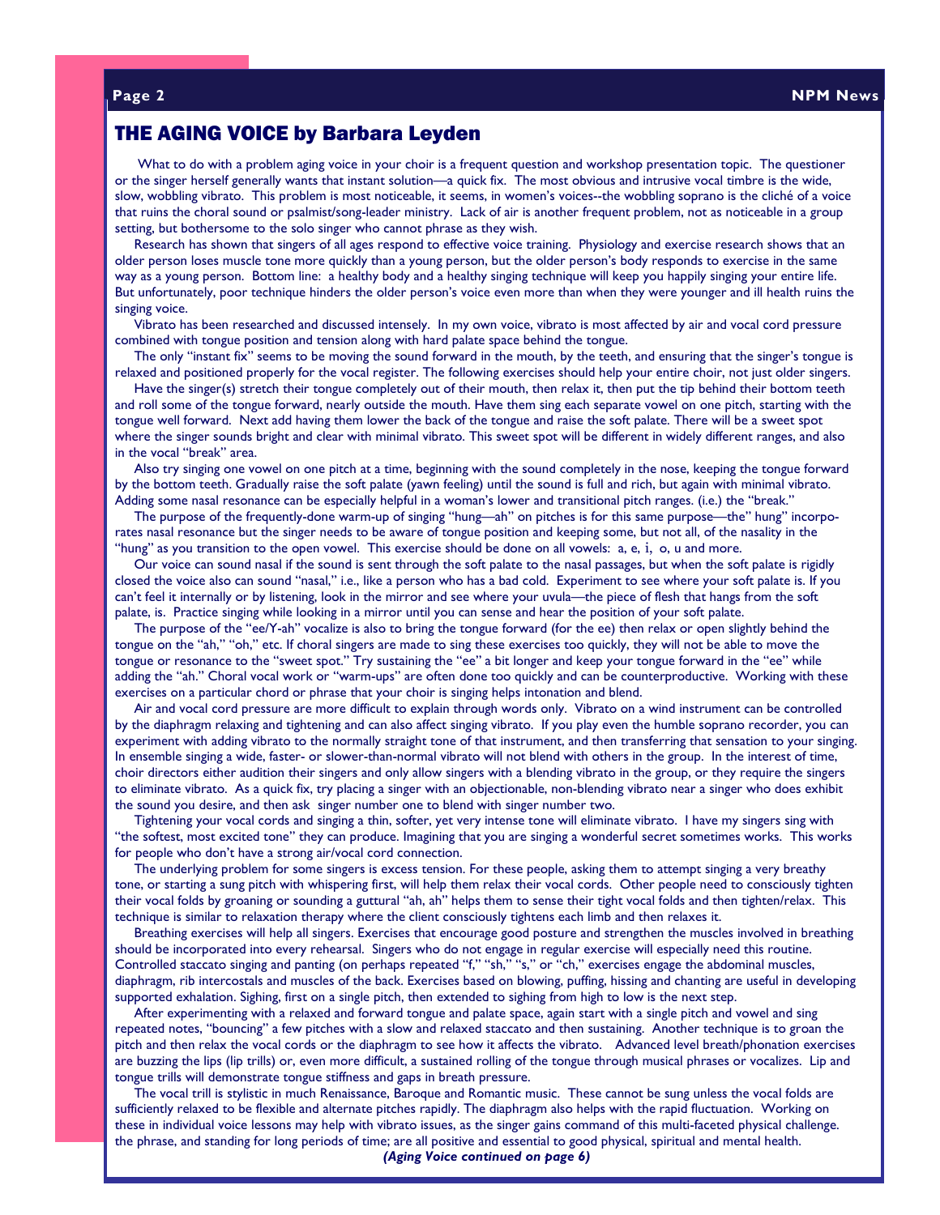# THE AGING VOICE by Barbara Leyden

What to do with a problem aging voice in your choir is a frequent question and workshop presentation topic. The questioner or the singer herself generally wants that instant solution—a quick fix. The most obvious and intrusive vocal timbre is the wide, slow, wobbling vibrato. This problem is most noticeable, it seems, in women's voices--the wobbling soprano is the cliché of a voice that ruins the choral sound or psalmist/song-leader ministry. Lack of air is another frequent problem, not as noticeable in a group setting, but bothersome to the solo singer who cannot phrase as they wish.

Research has shown that singers of all ages respond to effective voice training. Physiology and exercise research shows that an older person loses muscle tone more quickly than a young person, but the older person's body responds to exercise in the same way as a young person. Bottom line: a healthy body and a healthy singing technique will keep you happily singing your entire life. But unfortunately, poor technique hinders the older person's voice even more than when they were younger and ill health ruins the singing voice.

Vibrato has been researched and discussed intensely. In my own voice, vibrato is most affected by air and vocal cord pressure combined with tongue position and tension along with hard palate space behind the tongue.

The only "instant fix" seems to be moving the sound forward in the mouth, by the teeth, and ensuring that the singer's tongue is relaxed and positioned properly for the vocal register. The following exercises should help your entire choir, not just older singers.

Have the singer(s) stretch their tongue completely out of their mouth, then relax it, then put the tip behind their bottom teeth and roll some of the tongue forward, nearly outside the mouth. Have them sing each separate vowel on one pitch, starting with the tongue well forward. Next add having them lower the back of the tongue and raise the soft palate. There will be a sweet spot where the singer sounds bright and clear with minimal vibrato. This sweet spot will be different in widely different ranges, and also in the vocal "break" area.

Also try singing one vowel on one pitch at a time, beginning with the sound completely in the nose, keeping the tongue forward by the bottom teeth. Gradually raise the soft palate (yawn feeling) until the sound is full and rich, but again with minimal vibrato. Adding some nasal resonance can be especially helpful in a woman's lower and transitional pitch ranges. (i.e.) the "break."

The purpose of the frequently-done warm-up of singing "hung—ah" on pitches is for this same purpose—the" hung" incorporates nasal resonance but the singer needs to be aware of tongue position and keeping some, but not all, of the nasality in the "hung" as you transition to the open vowel. This exercise should be done on all vowels: a, e, i, o, u and more.

Our voice can sound nasal if the sound is sent through the soft palate to the nasal passages, but when the soft palate is rigidly closed the voice also can sound "nasal," i.e., like a person who has a bad cold. Experiment to see where your soft palate is. If you can't feel it internally or by listening, look in the mirror and see where your uvula—the piece of flesh that hangs from the soft palate, is. Practice singing while looking in a mirror until you can sense and hear the position of your soft palate.

The purpose of the "ee/Y-ah" vocalize is also to bring the tongue forward (for the ee) then relax or open slightly behind the tongue on the "ah," "oh," etc. If choral singers are made to sing these exercises too quickly, they will not be able to move the tongue or resonance to the "sweet spot." Try sustaining the "ee" a bit longer and keep your tongue forward in the "ee" while adding the "ah." Choral vocal work or "warm-ups" are often done too quickly and can be counterproductive. Working with these exercises on a particular chord or phrase that your choir is singing helps intonation and blend.

Air and vocal cord pressure are more difficult to explain through words only. Vibrato on a wind instrument can be controlled by the diaphragm relaxing and tightening and can also affect singing vibrato. If you play even the humble soprano recorder, you can experiment with adding vibrato to the normally straight tone of that instrument, and then transferring that sensation to your singing. In ensemble singing a wide, faster- or slower-than-normal vibrato will not blend with others in the group. In the interest of time, choir directors either audition their singers and only allow singers with a blending vibrato in the group, or they require the singers to eliminate vibrato. As a quick fix, try placing a singer with an objectionable, non-blending vibrato near a singer who does exhibit the sound you desire, and then ask singer number one to blend with singer number two.

Tightening your vocal cords and singing a thin, softer, yet very intense tone will eliminate vibrato. I have my singers sing with "the softest, most excited tone" they can produce. Imagining that you are singing a wonderful secret sometimes works. This works for people who don't have a strong air/vocal cord connection.

The underlying problem for some singers is excess tension. For these people, asking them to attempt singing a very breathy tone, or starting a sung pitch with whispering first, will help them relax their vocal cords. Other people need to consciously tighten their vocal folds by groaning or sounding a guttural "ah, ah" helps them to sense their tight vocal folds and then tighten/relax. This technique is similar to relaxation therapy where the client consciously tightens each limb and then relaxes it.

Breathing exercises will help all singers. Exercises that encourage good posture and strengthen the muscles involved in breathing should be incorporated into every rehearsal. Singers who do not engage in regular exercise will especially need this routine. Controlled staccato singing and panting (on perhaps repeated "f," "sh," "s," or "ch," exercises engage the abdominal muscles, diaphragm, rib intercostals and muscles of the back. Exercises based on blowing, puffing, hissing and chanting are useful in developing supported exhalation. Sighing, first on a single pitch, then extended to sighing from high to low is the next step.

After experimenting with a relaxed and forward tongue and palate space, again start with a single pitch and vowel and sing repeated notes, "bouncing" a few pitches with a slow and relaxed staccato and then sustaining. Another technique is to groan the pitch and then relax the vocal cords or the diaphragm to see how it affects the vibrato. Advanced level breath/phonation exercises are buzzing the lips (lip trills) or, even more difficult, a sustained rolling of the tongue through musical phrases or vocalizes. Lip and tongue trills will demonstrate tongue stiffness and gaps in breath pressure.

The vocal trill is stylistic in much Renaissance, Baroque and Romantic music. These cannot be sung unless the vocal folds are sufficiently relaxed to be flexible and alternate pitches rapidly. The diaphragm also helps with the rapid fluctuation. Working on these in individual voice lessons may help with vibrato issues, as the singer gains command of this multi-faceted physical challenge. the phrase, and standing for long periods of time; are all positive and essential to good physical, spiritual and mental health.

***(Aging Voice continued on page 6)***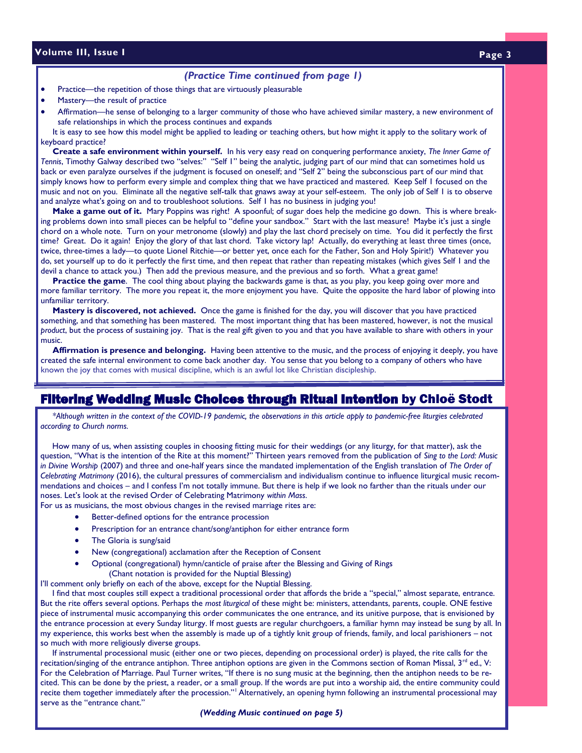*(Practice Time continued from page 1)*

- Practice—the repetition of those things that are virtuously pleasurable
- Mastery—the result of practice
- Affirmation—he sense of belonging to a larger community of those who have achieved similar mastery, a new environment of safe relationships in which the process continues and expands

It is easy to see how this model might be applied to leading or teaching others, but how might it apply to the solitary work of keyboard practice?

**Create a safe environment within yourself.** In his very easy read on conquering performance anxiety, *The Inner Game of Tennis*, Timothy Galway described two "selves:" "Self 1" being the analytic, judging part of our mind that can sometimes hold us back or even paralyze ourselves if the judgment is focused on oneself; and "Self 2" being the subconscious part of our mind that simply knows how to perform every simple and complex thing that we have practiced and mastered. Keep Self 1 focused on the music and not on you. Eliminate all the negative self-talk that gnaws away at your self-esteem. The only job of Self 1 is to observe and analyze what's going on and to troubleshoot solutions. Self 1 has no business in judging you!

**Make a game out of it.** Mary Poppins was right! A spoonful; of sugar does help the medicine go down. This is where breaking problems down into small pieces can be helpful to "define your sandbox." Start with the last measure! Maybe it's just a single chord on a whole note. Turn on your metronome (slowly) and play the last chord precisely on time. You did it perfectly the first time? Great. Do it again! Enjoy the glory of that last chord. Take victory lap! Actually, do everything at least three times (once, twice, three-times a lady—to quote Lionel Ritchie—or better yet, once each for the Father, Son and Holy Spirit!) Whatever you do, set yourself up to do it perfectly the first time, and then repeat that rather than repeating mistakes (which gives Self 1 and the devil a chance to attack you.) Then add the previous measure, and the previous and so forth. What a great game!

**Practice the game**. The cool thing about playing the backwards game is that, as you play, you keep going over more and more familiar territory. The more you repeat it, the more enjoyment you have. Quite the opposite the hard labor of plowing into unfamiliar territory.

**Mastery is discovered, not achieved.** Once the game is finished for the day, you will discover that you have practiced something, and that something has been mastered. The most important thing that has been mastered, however, is not the musical *product*, but the process of sustaining joy. That is the real gift given to you and that you have available to share with others in your music.

**Affirmation is presence and belonging.** Having been attentive to the music, and the process of enjoying it deeply, you have created the safe internal environment to come back another day. You sense that you belong to a company of others who have known the joy that comes with musical discipline, which is an awful lot like Christian discipleship.

## Filtering Wedding Music Choices through Ritual Intention by Chloë Stodt

*\*Although written in the context of the COVID-19 pandemic, the observations in this article apply to pandemic-free liturgies celebrated according to Church norms.*

How many of us, when assisting couples in choosing fitting music for their weddings (or any liturgy, for that matter), ask the question, "What is the intention of the Rite at this moment?" Thirteen years removed from the publication of *Sing to the Lord: Music in Divine Worship* (2007) and three and one-half years since the mandated implementation of the English translation of *The Order of Celebrating Matrimony* (2016), the cultural pressures of commercialism and individualism continue to influence liturgical music recommendations and choices – and I confess I'm not totally immune. But there is help if we look no farther than the rituals under our noses. Let's look at the revised Order of Celebrating Matrimony *within Mass*.

For us as musicians, the most obvious changes in the revised marriage rites are:

- Better-defined options for the entrance procession
- Prescription for an entrance chant/song/antiphon for either entrance form
- The Gloria is sung/said
- New (congregational) acclamation after the Reception of Consent
- Optional (congregational) hymn/canticle of praise after the Blessing and Giving of Rings
  (Chant notation is provided for the Nuptial Blessing)

I'll comment only briefly on each of the above, except for the Nuptial Blessing.

I find that most couples still expect a traditional processional order that affords the bride a "special," almost separate, entrance. But the rite offers several options. Perhaps the *most liturgical* of these might be: ministers, attendants, parents, couple. ONE festive piece of instrumental music accompanying this order communicates the one entrance, and its unitive purpose, that is envisioned by the entrance procession at every Sunday liturgy. If most guests are regular churchgoers, a familiar hymn may instead be sung by all. In my experience, this works best when the assembly is made up of a tightly knit group of friends, family, and local parishioners – not so much with more religiously diverse groups.

If instrumental processional music (either one or two pieces, depending on processional order) is played, the rite calls for the recitation/singing of the entrance antiphon. Three antiphon options are given in the Commons section of Roman Missal, 3rd ed., V: For the Celebration of Marriage. Paul Turner writes, "If there is no sung music at the beginning, then the antiphon needs to be recited. This can be done by the priest, a reader, or a small group. If the words are put into a worship aid, the entire community could recite them together immediately after the procession."[1] Alternatively, an opening hymn following an instrumental processional may serve as the "entrance chant."

*(Wedding Music continued on page 5)*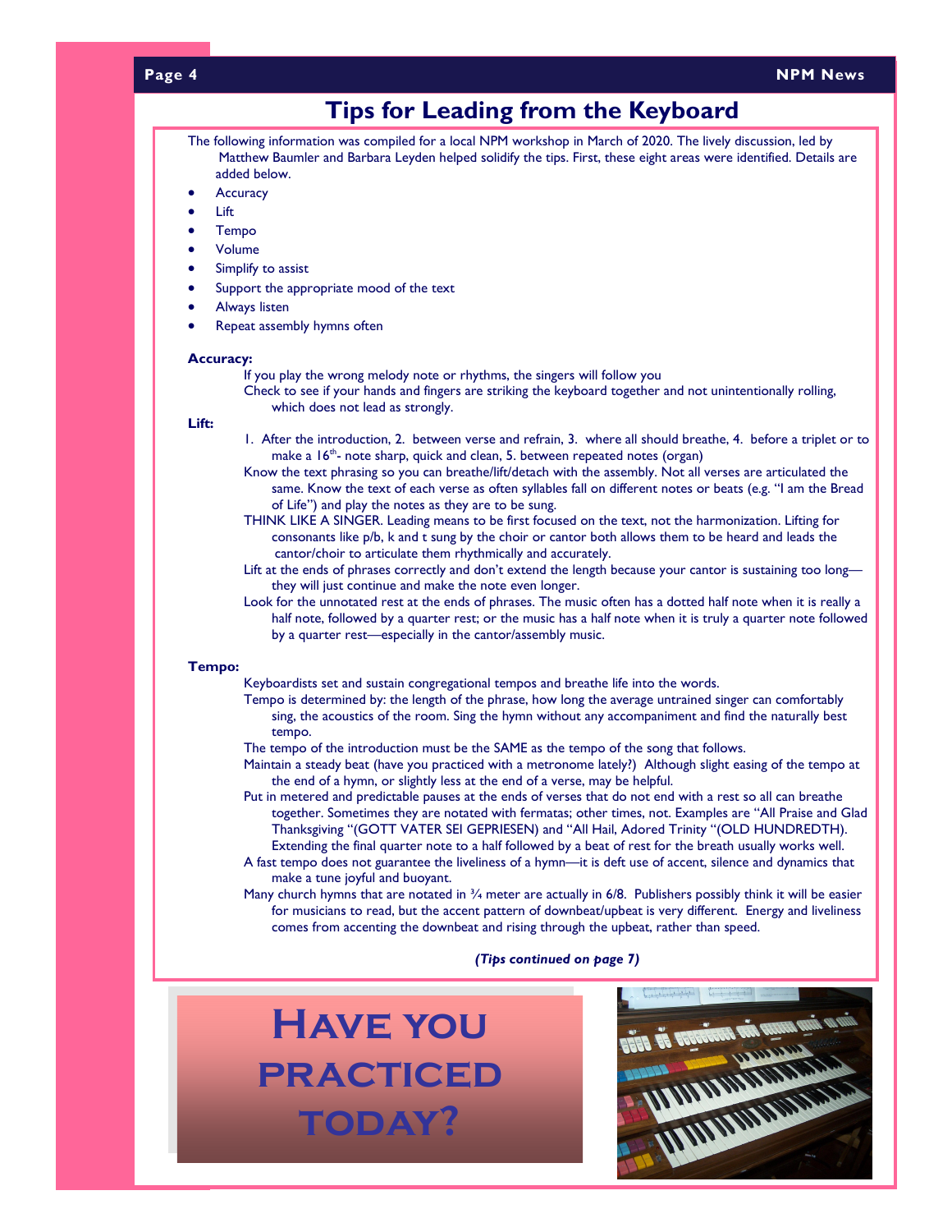# Tips for Leading from the Keyboard

The following information was compiled for a local NPM workshop in March of 2020. The lively discussion, led by Matthew Baumler and Barbara Leyden helped solidify the tips. First, these eight areas were identified. Details are added below.

- Accuracy
- Lift
- Tempo
- Volume
- Simplify to assist
- Support the appropriate mood of the text
- Always listen
- Repeat assembly hymns often

**Accuracy:**

If you play the wrong melody note or rhythms, the singers will follow you

Check to see if your hands and fingers are striking the keyboard together and not unintentionally rolling, which does not lead as strongly.

**Lift:**

1. After the introduction, 2. between verse and refrain, 3. where all should breathe, 4. before a triplet or to make a 16th- note sharp, quick and clean, 5. between repeated notes (organ)

Know the text phrasing so you can breathe/lift/detach with the assembly. Not all verses are articulated the same. Know the text of each verse as often syllables fall on different notes or beats (e.g. "I am the Bread of Life") and play the notes as they are to be sung.

THINK LIKE A SINGER. Leading means to be first focused on the text, not the harmonization. Lifting for consonants like p/b, k and t sung by the choir or cantor both allows them to be heard and leads the cantor/choir to articulate them rhythmically and accurately.

Lift at the ends of phrases correctly and don't extend the length because your cantor is sustaining too long—they will just continue and make the note even longer.

Look for the unnotated rest at the ends of phrases. The music often has a dotted half note when it is really a half note, followed by a quarter rest; or the music has a half note when it is truly a quarter note followed by a quarter rest—especially in the cantor/assembly music.

**Tempo:**

Keyboardists set and sustain congregational tempos and breathe life into the words.

Tempo is determined by: the length of the phrase, how long the average untrained singer can comfortably sing, the acoustics of the room. Sing the hymn without any accompaniment and find the naturally best tempo.

The tempo of the introduction must be the SAME as the tempo of the song that follows.

Maintain a steady beat (have you practiced with a metronome lately?) Although slight easing of the tempo at the end of a hymn, or slightly less at the end of a verse, may be helpful.

Put in metered and predictable pauses at the ends of verses that do not end with a rest so all can breathe together. Sometimes they are notated with fermatas; other times, not. Examples are "All Praise and Glad Thanksgiving "(GOTT VATER SEI GEPRIESEN) and "All Hail, Adored Trinity "(OLD HUNDREDTH). Extending the final quarter note to a half followed by a beat of rest for the breath usually works well.

A fast tempo does not guarantee the liveliness of a hymn—it is deft use of accent, silence and dynamics that make a tune joyful and buoyant.

Many church hymns that are notated in ¾ meter are actually in 6/8. Publishers possibly think it will be easier for musicians to read, but the accent pattern of downbeat/upbeat is very different. Energy and liveliness comes from accenting the downbeat and rising through the upbeat, rather than speed.

***(Tips continued on page 7)***

# Have you practiced today?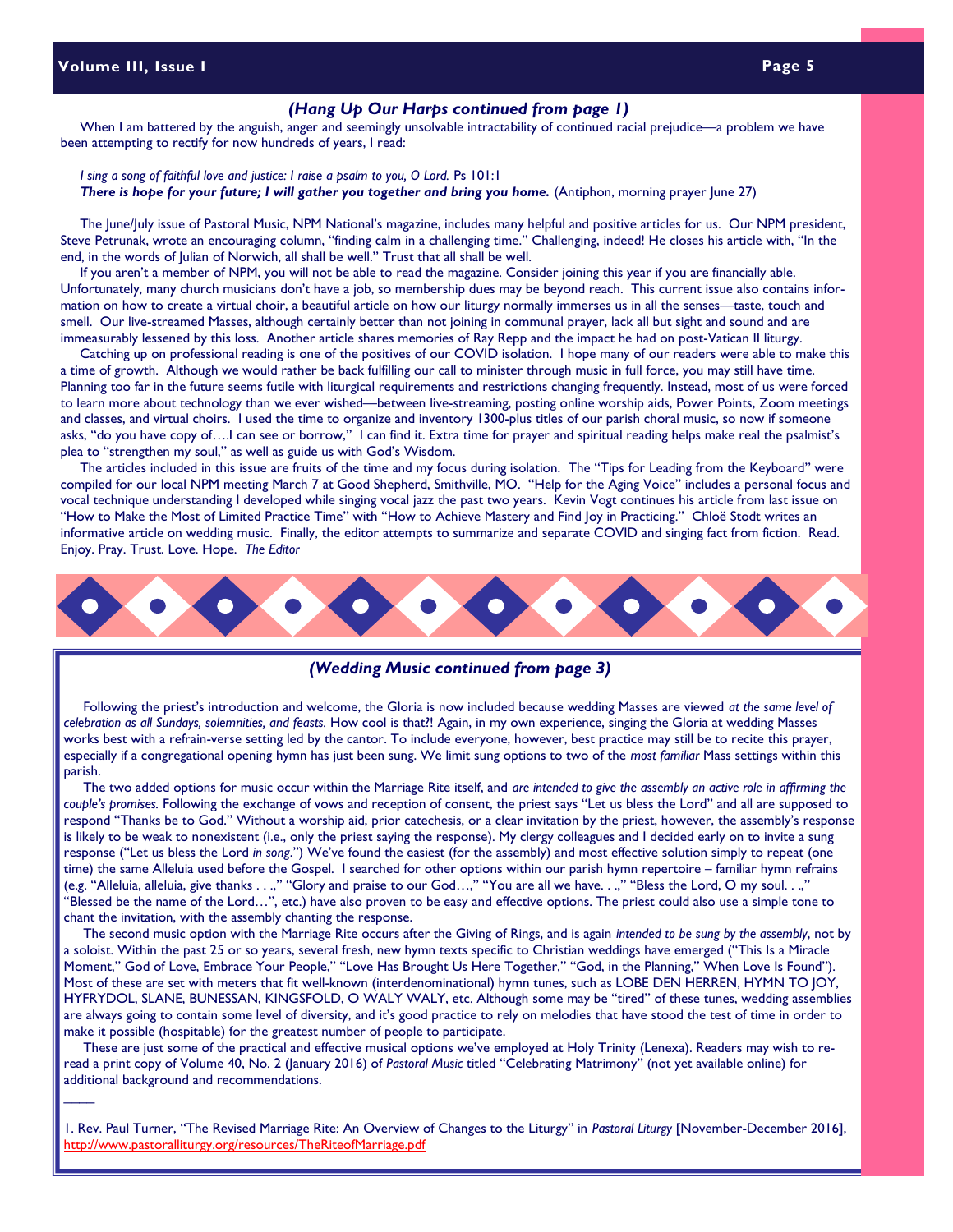### *(Hang Up Our Harps continued from page 1)*

When I am battered by the anguish, anger and seemingly unsolvable intractability of continued racial prejudice—a problem we have been attempting to rectify for now hundreds of years, I read:

*I sing a song of faithful love and justice: I raise a psalm to you, O Lord.* Ps 101:1
***There is hope for your future; I will gather you together and bring you home.*** (Antiphon, morning prayer June 27)

The June/July issue of Pastoral Music, NPM National's magazine, includes many helpful and positive articles for us. Our NPM president, Steve Petrunak, wrote an encouraging column, "finding calm in a challenging time." Challenging, indeed! He closes his article with, "In the end, in the words of Julian of Norwich, all shall be well." Trust that all shall be well.

If you aren't a member of NPM, you will not be able to read the magazine. Consider joining this year if you are financially able. Unfortunately, many church musicians don't have a job, so membership dues may be beyond reach. This current issue also contains information on how to create a virtual choir, a beautiful article on how our liturgy normally immerses us in all the senses—taste, touch and smell. Our live-streamed Masses, although certainly better than not joining in communal prayer, lack all but sight and sound and are immeasurably lessened by this loss. Another article shares memories of Ray Repp and the impact he had on post-Vatican II liturgy.

Catching up on professional reading is one of the positives of our COVID isolation. I hope many of our readers were able to make this a time of growth. Although we would rather be back fulfilling our call to minister through music in full force, you may still have time. Planning too far in the future seems futile with liturgical requirements and restrictions changing frequently. Instead, most of us were forced to learn more about technology than we ever wished—between live-streaming, posting online worship aids, Power Points, Zoom meetings and classes, and virtual choirs. I used the time to organize and inventory 1300-plus titles of our parish choral music, so now if someone asks, "do you have copy of….I can see or borrow," I can find it. Extra time for prayer and spiritual reading helps make real the psalmist's plea to "strengthen my soul," as well as guide us with God's Wisdom.

The articles included in this issue are fruits of the time and my focus during isolation. The "Tips for Leading from the Keyboard" were compiled for our local NPM meeting March 7 at Good Shepherd, Smithville, MO. "Help for the Aging Voice" includes a personal focus and vocal technique understanding I developed while singing vocal jazz the past two years. Kevin Vogt continues his article from last issue on "How to Make the Most of Limited Practice Time" with "How to Achieve Mastery and Find Joy in Practicing." Chloë Stodt writes an informative article on wedding music. Finally, the editor attempts to summarize and separate COVID and singing fact from fiction. Read. Enjoy. Pray. Trust. Love. Hope. *The Editor*

### *(Wedding Music continued from page 3)*

Following the priest's introduction and welcome, the Gloria is now included because wedding Masses are viewed *at the same level of celebration as all Sundays, solemnities, and feasts.* How cool is that?! Again, in my own experience, singing the Gloria at wedding Masses works best with a refrain-verse setting led by the cantor. To include everyone, however, best practice may still be to recite this prayer, especially if a congregational opening hymn has just been sung. We limit sung options to two of the *most familiar* Mass settings within this parish.

The two added options for music occur within the Marriage Rite itself, and *are intended to give the assembly an active role in affirming the couple's promises.* Following the exchange of vows and reception of consent, the priest says "Let us bless the Lord" and all are supposed to respond "Thanks be to God." Without a worship aid, prior catechesis, or a clear invitation by the priest, however, the assembly's response is likely to be weak to nonexistent (i.e., only the priest saying the response). My clergy colleagues and I decided early on to invite a sung response ("Let us bless the Lord *in song*.") We've found the easiest (for the assembly) and most effective solution simply to repeat (one time) the same Alleluia used before the Gospel. I searched for other options within our parish hymn repertoire – familiar hymn refrains (e.g. "Alleluia, alleluia, give thanks . . .," "Glory and praise to our God…," "You are all we have. . .," "Bless the Lord, O my soul. . .," "Blessed be the name of the Lord…", etc.) have also proven to be easy and effective options. The priest could also use a simple tone to chant the invitation, with the assembly chanting the response.

The second music option with the Marriage Rite occurs after the Giving of Rings, and is again *intended to be sung by the assembly*, not by a soloist. Within the past 25 or so years, several fresh, new hymn texts specific to Christian weddings have emerged ("This Is a Miracle Moment," God of Love, Embrace Your People," "Love Has Brought Us Here Together," "God, in the Planning," When Love Is Found"). Most of these are set with meters that fit well-known (interdenominational) hymn tunes, such as LOBE DEN HERREN, HYMN TO JOY, HYFRYDOL, SLANE, BUNESSAN, KINGSFOLD, O WALY WALY, etc. Although some may be "tired" of these tunes, wedding assemblies are always going to contain some level of diversity, and it's good practice to rely on melodies that have stood the test of time in order to make it possible (hospitable) for the greatest number of people to participate.

These are just some of the practical and effective musical options we've employed at Holy Trinity (Lenexa). Readers may wish to re-read a print copy of Volume 40, No. 2 (January 2016) of *Pastoral Music* titled "Celebrating Matrimony" (not yet available online) for additional background and recommendations.

\_\_\_\_

1. Rev. Paul Turner, "The Revised Marriage Rite: An Overview of Changes to the Liturgy" in *Pastoral Liturgy* [November-December 2016], http://www.pastoralliturgy.org/resources/TheRiteofMarriage.pdf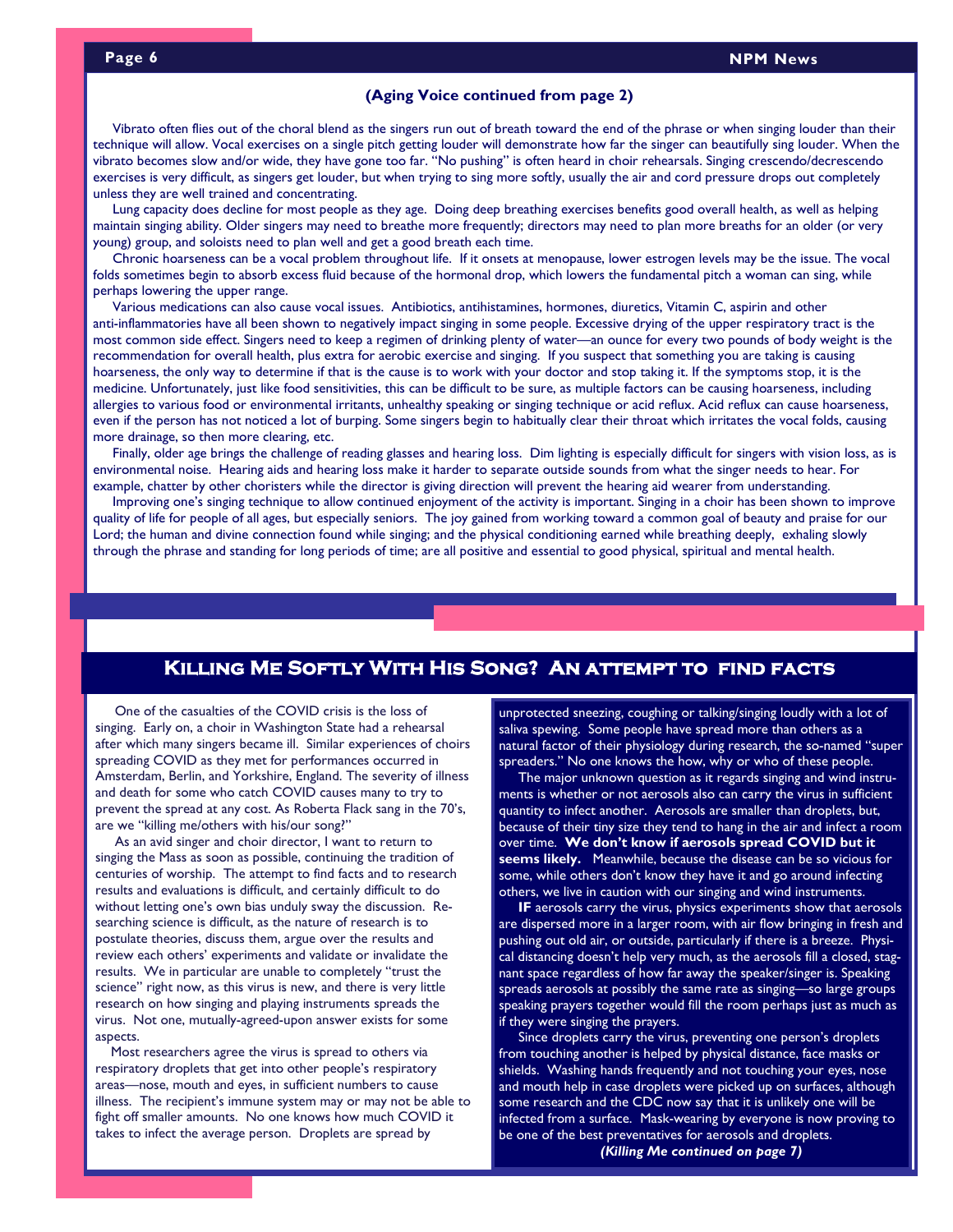**(Aging Voice continued from page 2)**

Vibrato often flies out of the choral blend as the singers run out of breath toward the end of the phrase or when singing louder than their technique will allow. Vocal exercises on a single pitch getting louder will demonstrate how far the singer can beautifully sing louder. When the vibrato becomes slow and/or wide, they have gone too far. "No pushing" is often heard in choir rehearsals. Singing crescendo/decrescendo exercises is very difficult, as singers get louder, but when trying to sing more softly, usually the air and cord pressure drops out completely unless they are well trained and concentrating.

Lung capacity does decline for most people as they age. Doing deep breathing exercises benefits good overall health, as well as helping maintain singing ability. Older singers may need to breathe more frequently; directors may need to plan more breaths for an older (or very young) group, and soloists need to plan well and get a good breath each time.

Chronic hoarseness can be a vocal problem throughout life. If it onsets at menopause, lower estrogen levels may be the issue. The vocal folds sometimes begin to absorb excess fluid because of the hormonal drop, which lowers the fundamental pitch a woman can sing, while perhaps lowering the upper range.

Various medications can also cause vocal issues. Antibiotics, antihistamines, hormones, diuretics, Vitamin C, aspirin and other anti-inflammatories have all been shown to negatively impact singing in some people. Excessive drying of the upper respiratory tract is the most common side effect. Singers need to keep a regimen of drinking plenty of water—an ounce for every two pounds of body weight is the recommendation for overall health, plus extra for aerobic exercise and singing. If you suspect that something you are taking is causing hoarseness, the only way to determine if that is the cause is to work with your doctor and stop taking it. If the symptoms stop, it is the medicine. Unfortunately, just like food sensitivities, this can be difficult to be sure, as multiple factors can be causing hoarseness, including allergies to various food or environmental irritants, unhealthy speaking or singing technique or acid reflux. Acid reflux can cause hoarseness, even if the person has not noticed a lot of burping. Some singers begin to habitually clear their throat which irritates the vocal folds, causing more drainage, so then more clearing, etc.

Finally, older age brings the challenge of reading glasses and hearing loss. Dim lighting is especially difficult for singers with vision loss, as is environmental noise. Hearing aids and hearing loss make it harder to separate outside sounds from what the singer needs to hear. For example, chatter by other choristers while the director is giving direction will prevent the hearing aid wearer from understanding.

Improving one's singing technique to allow continued enjoyment of the activity is important. Singing in a choir has been shown to improve quality of life for people of all ages, but especially seniors. The joy gained from working toward a common goal of beauty and praise for our Lord; the human and divine connection found while singing; and the physical conditioning earned while breathing deeply, exhaling slowly through the phrase and standing for long periods of time; are all positive and essential to good physical, spiritual and mental health.

## Killing Me Softly With His Song? An attempt to find facts

One of the casualties of the COVID crisis is the loss of singing. Early on, a choir in Washington State had a rehearsal after which many singers became ill. Similar experiences of choirs spreading COVID as they met for performances occurred in Amsterdam, Berlin, and Yorkshire, England. The severity of illness and death for some who catch COVID causes many to try to prevent the spread at any cost. As Roberta Flack sang in the 70's, are we "killing me/others with his/our song?"

As an avid singer and choir director, I want to return to singing the Mass as soon as possible, continuing the tradition of centuries of worship. The attempt to find facts and to research results and evaluations is difficult, and certainly difficult to do without letting one's own bias unduly sway the discussion. Researching science is difficult, as the nature of research is to postulate theories, discuss them, argue over the results and review each others' experiments and validate or invalidate the results. We in particular are unable to completely "trust the science" right now, as this virus is new, and there is very little research on how singing and playing instruments spreads the virus. Not one, mutually-agreed-upon answer exists for some aspects.

Most researchers agree the virus is spread to others via respiratory droplets that get into other people's respiratory areas—nose, mouth and eyes, in sufficient numbers to cause illness. The recipient's immune system may or may not be able to fight off smaller amounts. No one knows how much COVID it takes to infect the average person. Droplets are spread by unprotected sneezing, coughing or talking/singing loudly with a lot of saliva spewing. Some people have spread more than others as a natural factor of their physiology during research, the so-named "super spreaders." No one knows the how, why or who of these people.

The major unknown question as it regards singing and wind instruments is whether or not aerosols also can carry the virus in sufficient quantity to infect another. Aerosols are smaller than droplets, but, because of their tiny size they tend to hang in the air and infect a room over time. **We don't know if aerosols spread COVID but it seems likely.** Meanwhile, because the disease can be so vicious for some, while others don't know they have it and go around infecting others, we live in caution with our singing and wind instruments.

**IF** aerosols carry the virus, physics experiments show that aerosols are dispersed more in a larger room, with air flow bringing in fresh and pushing out old air, or outside, particularly if there is a breeze. Physical distancing doesn't help very much, as the aerosols fill a closed, stagnant space regardless of how far away the speaker/singer is. Speaking spreads aerosols at possibly the same rate as singing—so large groups speaking prayers together would fill the room perhaps just as much as if they were singing the prayers.

Since droplets carry the virus, preventing one person's droplets from touching another is helped by physical distance, face masks or shields. Washing hands frequently and not touching your eyes, nose and mouth help in case droplets were picked up on surfaces, although some research and the CDC now say that it is unlikely one will be infected from a surface. Mask-wearing by everyone is now proving to be one of the best preventatives for aerosols and droplets.

***(Killing Me continued on page 7)***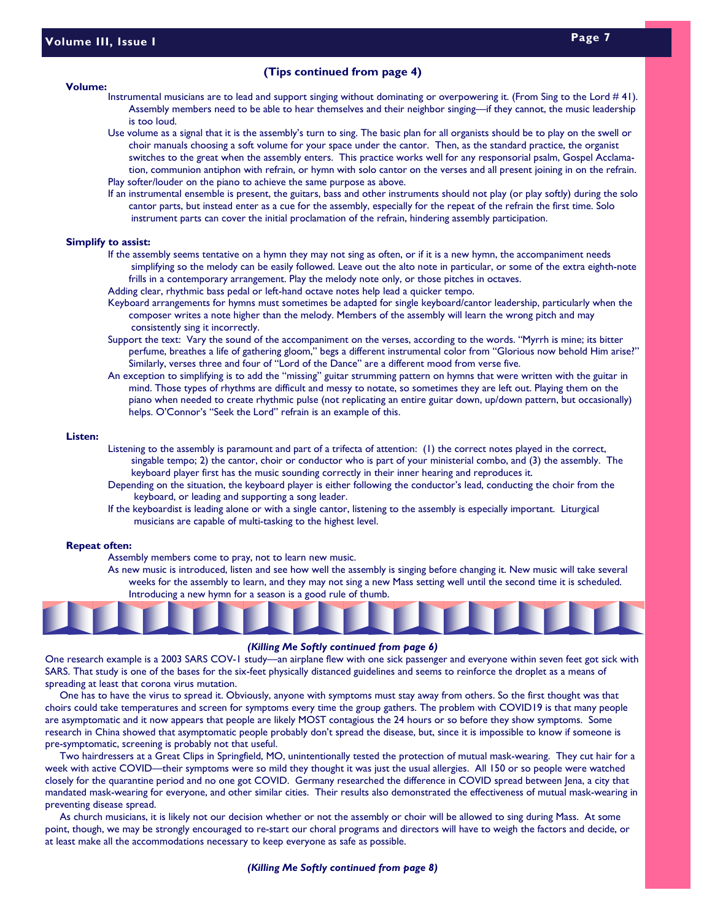**(Tips continued from page 4)**

**Volume:**

Instrumental musicians are to lead and support singing without dominating or overpowering it. (From Sing to the Lord # 41). Assembly members need to be able to hear themselves and their neighbor singing—if they cannot, the music leadership is too loud.

Use volume as a signal that it is the assembly's turn to sing. The basic plan for all organists should be to play on the swell or choir manuals choosing a soft volume for your space under the cantor. Then, as the standard practice, the organist switches to the great when the assembly enters. This practice works well for any responsorial psalm, Gospel Acclamation, communion antiphon with refrain, or hymn with solo cantor on the verses and all present joining in on the refrain.

Play softer/louder on the piano to achieve the same purpose as above.

If an instrumental ensemble is present, the guitars, bass and other instruments should not play (or play softly) during the solo cantor parts, but instead enter as a cue for the assembly, especially for the repeat of the refrain the first time. Solo instrument parts can cover the initial proclamation of the refrain, hindering assembly participation.

**Simplify to assist:**

If the assembly seems tentative on a hymn they may not sing as often, or if it is a new hymn, the accompaniment needs simplifying so the melody can be easily followed. Leave out the alto note in particular, or some of the extra eighth-note frills in a contemporary arrangement. Play the melody note only, or those pitches in octaves.

Adding clear, rhythmic bass pedal or left-hand octave notes help lead a quicker tempo.

Keyboard arrangements for hymns must sometimes be adapted for single keyboard/cantor leadership, particularly when the composer writes a note higher than the melody. Members of the assembly will learn the wrong pitch and may consistently sing it incorrectly.

Support the text: Vary the sound of the accompaniment on the verses, according to the words. "Myrrh is mine; its bitter perfume, breathes a life of gathering gloom," begs a different instrumental color from "Glorious now behold Him arise?" Similarly, verses three and four of "Lord of the Dance" are a different mood from verse five.

An exception to simplifying is to add the "missing" guitar strumming pattern on hymns that were written with the guitar in mind. Those types of rhythms are difficult and messy to notate, so sometimes they are left out. Playing them on the piano when needed to create rhythmic pulse (not replicating an entire guitar down, up/down pattern, but occasionally) helps. O'Connor's "Seek the Lord" refrain is an example of this.

**Listen:**

Listening to the assembly is paramount and part of a trifecta of attention: (1) the correct notes played in the correct, singable tempo; 2) the cantor, choir or conductor who is part of your ministerial combo, and (3) the assembly. The keyboard player first has the music sounding correctly in their inner hearing and reproduces it.

Depending on the situation, the keyboard player is either following the conductor's lead, conducting the choir from the keyboard, or leading and supporting a song leader.

If the keyboardist is leading alone or with a single cantor, listening to the assembly is especially important. Liturgical musicians are capable of multi-tasking to the highest level.

**Repeat often:**

Assembly members come to pray, not to learn new music.

As new music is introduced, listen and see how well the assembly is singing before changing it. New music will take several weeks for the assembly to learn, and they may not sing a new Mass setting well until the second time it is scheduled. Introducing a new hymn for a season is a good rule of thumb.

***(Killing Me Softly continued from page 6)***

One research example is a 2003 SARS COV-1 study—an airplane flew with one sick passenger and everyone within seven feet got sick with SARS. That study is one of the bases for the six-feet physically distanced guidelines and seems to reinforce the droplet as a means of spreading at least that corona virus mutation.

One has to have the virus to spread it. Obviously, anyone with symptoms must stay away from others. So the first thought was that choirs could take temperatures and screen for symptoms every time the group gathers. The problem with COVID19 is that many people are asymptomatic and it now appears that people are likely MOST contagious the 24 hours or so before they show symptoms. Some research in China showed that asymptomatic people probably don't spread the disease, but, since it is impossible to know if someone is pre-symptomatic, screening is probably not that useful.

Two hairdressers at a Great Clips in Springfield, MO, unintentionally tested the protection of mutual mask-wearing. They cut hair for a week with active COVID—their symptoms were so mild they thought it was just the usual allergies. All 150 or so people were watched closely for the quarantine period and no one got COVID. Germany researched the difference in COVID spread between Jena, a city that mandated mask-wearing for everyone, and other similar cities. Their results also demonstrated the effectiveness of mutual mask-wearing in preventing disease spread.

As church musicians, it is likely not our decision whether or not the assembly or choir will be allowed to sing during Mass. At some point, though, we may be strongly encouraged to re-start our choral programs and directors will have to weigh the factors and decide, or at least make all the accommodations necessary to keep everyone as safe as possible.

***(Killing Me Softly continued from page 8)***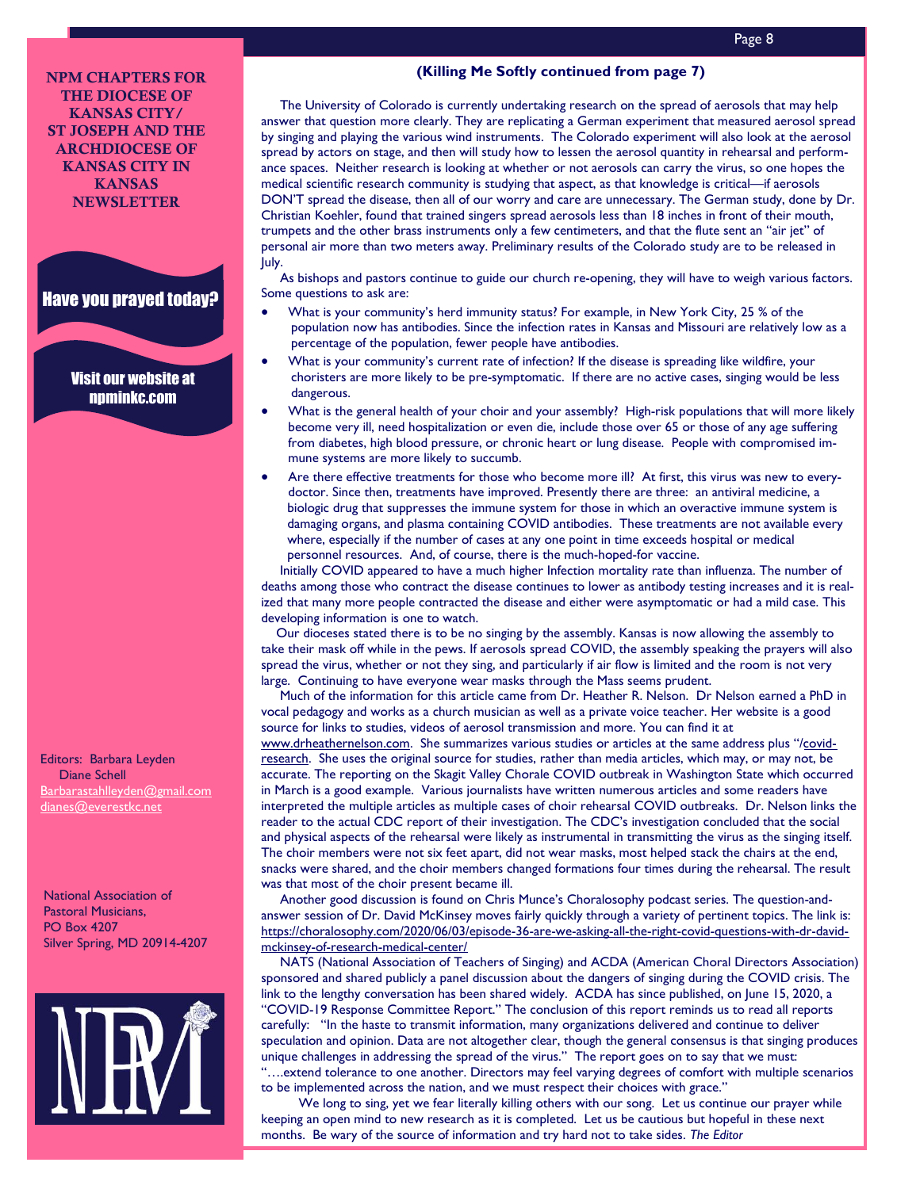**NPM CHAPTERS FOR THE DIOCESE OF KANSAS CITY/ ST JOSEPH AND THE ARCHDIOCESE OF KANSAS CITY IN KANSAS NEWSLETTER**

**Have you prayed today?**

**Visit our website at npminkc.com**

Editors: Barbara Leyden
Diane Schell
Barbarastahlleyden@gmail.com
dianes@everestkc.net

National Association of Pastoral Musicians,
PO Box 4207
Silver Spring, MD 20914-4207

### (Killing Me Softly continued from page 7)

The University of Colorado is currently undertaking research on the spread of aerosols that may help answer that question more clearly. They are replicating a German experiment that measured aerosol spread by singing and playing the various wind instruments. The Colorado experiment will also look at the aerosol spread by actors on stage, and then will study how to lessen the aerosol quantity in rehearsal and performance spaces. Neither research is looking at whether or not aerosols can carry the virus, so one hopes the medical scientific research community is studying that aspect, as that knowledge is critical—if aerosols DON'T spread the disease, then all of our worry and care are unnecessary. The German study, done by Dr. Christian Koehler, found that trained singers spread aerosols less than 18 inches in front of their mouth, trumpets and the other brass instruments only a few centimeters, and that the flute sent an "air jet" of personal air more than two meters away. Preliminary results of the Colorado study are to be released in July.

As bishops and pastors continue to guide our church re-opening, they will have to weigh various factors. Some questions to ask are:

- What is your community's herd immunity status? For example, in New York City, 25 % of the population now has antibodies. Since the infection rates in Kansas and Missouri are relatively low as a percentage of the population, fewer people have antibodies.
- What is your community's current rate of infection? If the disease is spreading like wildfire, your choristers are more likely to be pre-symptomatic. If there are no active cases, singing would be less dangerous.
- What is the general health of your choir and your assembly? High-risk populations that will more likely become very ill, need hospitalization or even die, include those over 65 or those of any age suffering from diabetes, high blood pressure, or chronic heart or lung disease. People with compromised immune systems are more likely to succumb.
- Are there effective treatments for those who become more ill? At first, this virus was new to every-doctor. Since then, treatments have improved. Presently there are three: an antiviral medicine, a biologic drug that suppresses the immune system for those in which an overactive immune system is damaging organs, and plasma containing COVID antibodies. These treatments are not available every where, especially if the number of cases at any one point in time exceeds hospital or medical personnel resources. And, of course, there is the much-hoped-for vaccine.

Initially COVID appeared to have a much higher Infection mortality rate than influenza. The number of deaths among those who contract the disease continues to lower as antibody testing increases and it is realized that many more people contracted the disease and either were asymptomatic or had a mild case. This developing information is one to watch.

Our dioceses stated there is to be no singing by the assembly. Kansas is now allowing the assembly to take their mask off while in the pews. If aerosols spread COVID, the assembly speaking the prayers will also spread the virus, whether or not they sing, and particularly if air flow is limited and the room is not very large. Continuing to have everyone wear masks through the Mass seems prudent.

Much of the information for this article came from Dr. Heather R. Nelson. Dr Nelson earned a PhD in vocal pedagogy and works as a church musician as well as a private voice teacher. Her website is a good source for links to studies, videos of aerosol transmission and more. You can find it at www.drheathernelson.com. She summarizes various studies or articles at the same address plus "/covid-research. She uses the original source for studies, rather than media articles, which may, or may not, be accurate. The reporting on the Skagit Valley Chorale COVID outbreak in Washington State which occurred in March is a good example. Various journalists have written numerous articles and some readers have interpreted the multiple articles as multiple cases of choir rehearsal COVID outbreaks. Dr. Nelson links the reader to the actual CDC report of their investigation. The CDC's investigation concluded that the social and physical aspects of the rehearsal were likely as instrumental in transmitting the virus as the singing itself. The choir members were not six feet apart, did not wear masks, most helped stack the chairs at the end, snacks were shared, and the choir members changed formations four times during the rehearsal. The result was that most of the choir present became ill.

Another good discussion is found on Chris Munce's Choralosophy podcast series. The question-and-answer session of Dr. David McKinsey moves fairly quickly through a variety of pertinent topics. The link is: https://choralosophy.com/2020/06/03/episode-36-are-we-asking-all-the-right-covid-questions-with-dr-david-mckinsey-of-research-medical-center/

NATS (National Association of Teachers of Singing) and ACDA (American Choral Directors Association) sponsored and shared publicly a panel discussion about the dangers of singing during the COVID crisis. The link to the lengthy conversation has been shared widely. ACDA has since published, on June 15, 2020, a "COVID-19 Response Committee Report." The conclusion of this report reminds us to read all reports carefully: "In the haste to transmit information, many organizations delivered and continue to deliver speculation and opinion. Data are not altogether clear, though the general consensus is that singing produces unique challenges in addressing the spread of the virus." The report goes on to say that we must: "….extend tolerance to one another. Directors may feel varying degrees of comfort with multiple scenarios to be implemented across the nation, and we must respect their choices with grace."

We long to sing, yet we fear literally killing others with our song. Let us continue our prayer while keeping an open mind to new research as it is completed. Let us be cautious but hopeful in these next months. Be wary of the source of information and try hard not to take sides. *The Editor*